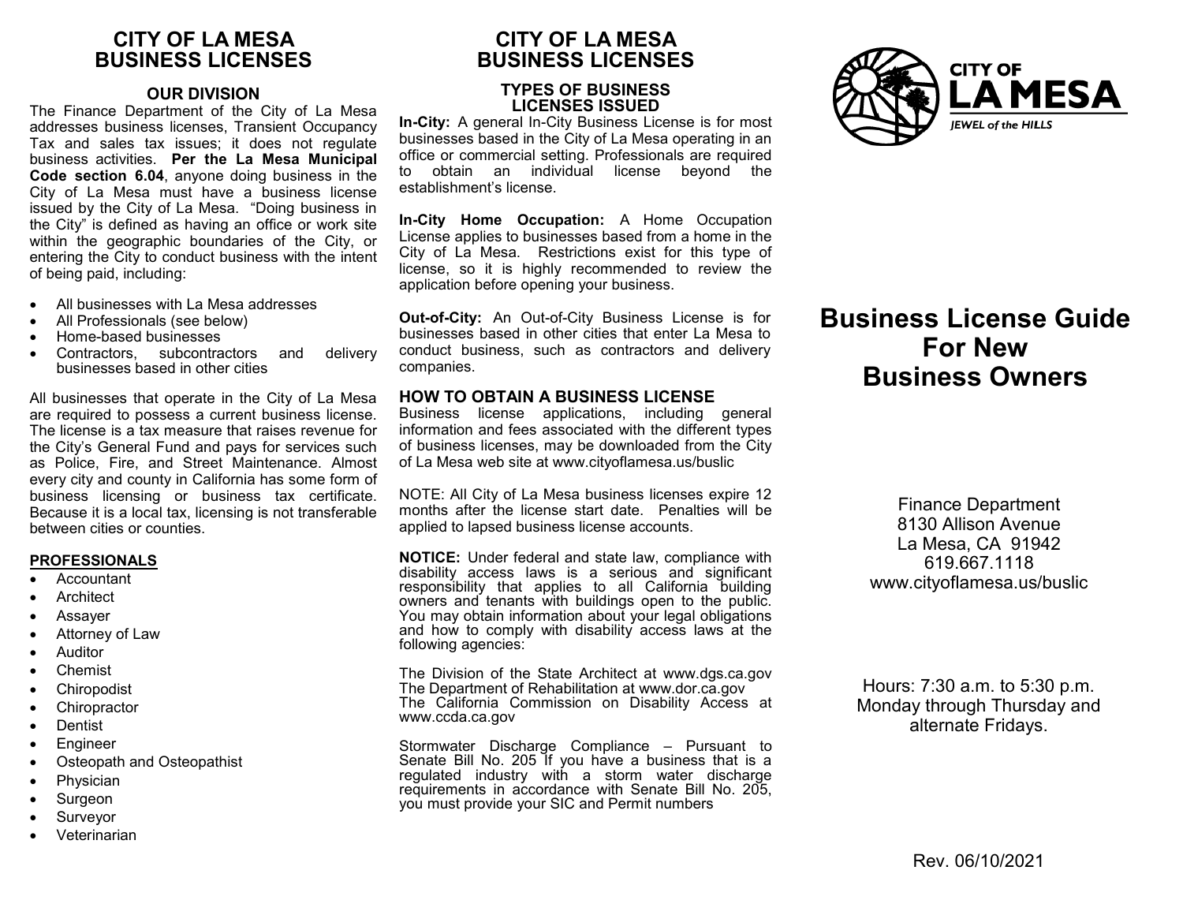# CITY OF LA MESA BUSINESS LICENSES

## OUR DIVISION

The Finance Department of the City of La Mesa addresses business licenses, Transient Occupancy Tax and sales tax issues; it does not regulate business activities. **Per the La Mesa Municipal Code section 6.04**, anyone doing business in the City of La Mesa must have a business license issued by the City of La Mesa. "Doing business in the City" is defined as having an office or work site within the geographic boundaries of the City, or entering the City to conduct business with the intent of being paid, including:

- All businesses with La Mesa addresses
- All Professionals (see below)
- Home-based businesses
- Contractors, subcontractors and delivery businesses based in other cities

All businesses that operate in the City of La Mesa are required to possess a current business license. The license is a tax measure that raises revenue for the City's General Fund and pays for services such as Police, Fire, and Street Maintenance. Almost every city and county in California has some form of business licensing or business tax certificate. Because it is a local tax, licensing is not transferable between cities or counties.

### PROFESSIONALS

- Accountant
- Architect
- Assayer
- Attorney of Law
- Auditor
- Chemist
- Chiropodist
- Chiropractor
- Dentist
- Engineer
- Osteopath and Osteopathist
- Physician
- Surgeon
- Surveyor
- Veterinarian

# CITY OF LA MESA BUSINESS LICENSES

## TYPES OF BUSINESS LICENSES ISSUED

**In-City:** A general In-City Business License is for most businesses based in the City of La Mesa operating in an office or commercial setting. Professionals are required to obtain an individual license beyond the establishment's license.

**In-City Home Occupation:** A Home Occupation License applies to businesses based from a home in the City of La Mesa. Restrictions exist for this type of license, so it is highly recommended to review the application before opening your business.

**Out-of-City:** An Out-of-City Business License is for businesses based in other cities that enter La Mesa to conduct business, such as contractors and delivery companies.

## HOW TO OBTAIN A BUSINESS LICENSE

Business license applications, including general information and fees associated with the different types of business licenses, may be downloaded from the City of La Mesa web site at www.cityoflamesa.us/buslic

NOTE: All City of La Mesa business licenses expire 12 months after the license start date. Penalties will be applied to lapsed business license accounts.

**NOTICE:** Under federal and state law, compliance with disability access laws is a serious and significant responsibility that applies to all California building owners and tenants with buildings open to the public. You may obtain information about your legal obligations and how to comply with disability access laws at the following agencies:

The Division of the State Architect at www.dgs.ca.gov
The Department of Rehabilitation at www.dor.ca.gov
The California Commission on Disability Access at www.ccda.ca.gov

Stormwater Discharge Compliance – Pursuant to Senate Bill No. 205 If you have a business that is a regulated industry with a storm water discharge requirements in accordance with Senate Bill No. 205, you must provide your SIC and Permit numbers

CITY OF LA MESA
*JEWEL of the HILLS*

# Business License Guide For New Business Owners

Finance Department
8130 Allison Avenue
La Mesa, CA 91942
619.667.1118
www.cityoflamesa.us/buslic

Hours: 7:30 a.m. to 5:30 p.m.
Monday through Thursday and alternate Fridays.

Rev. 06/10/2021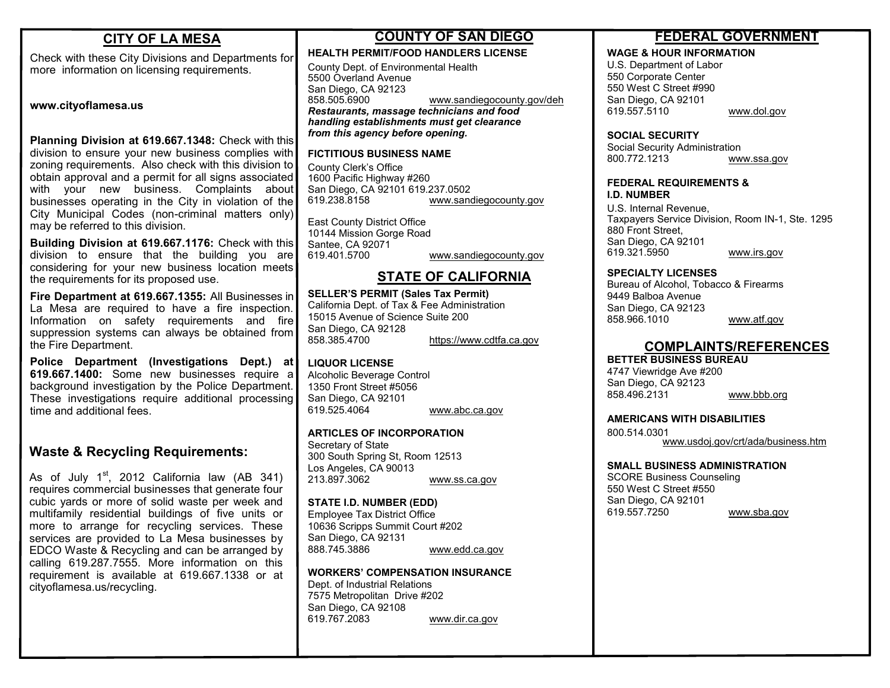## CITY OF LA MESA

Check with these City Divisions and Departments for more information on licensing requirements.

**www.cityoflamesa.us**

**Planning Division at 619.667.1348:** Check with this division to ensure your new business complies with zoning requirements. Also check with this division to obtain approval and a permit for all signs associated with your new business. Complaints about businesses operating in the City in violation of the City Municipal Codes (non-criminal matters only) may be referred to this division.

**Building Division at 619.667.1176:** Check with this division to ensure that the building you are considering for your new business location meets the requirements for its proposed use.

**Fire Department at 619.667.1355:** All Businesses in La Mesa are required to have a fire inspection. Information on safety requirements and fire suppression systems can always be obtained from the Fire Department.

**Police Department (Investigations Dept.) at 619.667.1400:** Some new businesses require a background investigation by the Police Department. These investigations require additional processing time and additional fees.

### Waste & Recycling Requirements:

As of July 1st, 2012 California law (AB 341) requires commercial businesses that generate four cubic yards or more of solid waste per week and multifamily residential buildings of five units or more to arrange for recycling services. These services are provided to La Mesa businesses by EDCO Waste & Recycling and can be arranged by calling 619.287.7555. More information on this requirement is available at 619.667.1338 or at cityoflamesa.us/recycling.

## COUNTY OF SAN DIEGO

**HEALTH PERMIT/FOOD HANDLERS LICENSE**

County Dept. of Environmental Health
5500 Overland Avenue
San Diego, CA 92123
858.505.6900 www.sandiegocounty.gov/deh

***Restaurants, massage technicians and food handling establishments must get clearance from this agency before opening.***

**FICTITIOUS BUSINESS NAME**

County Clerk's Office
1600 Pacific Highway #260
San Diego, CA 92101 619.237.0502
619.238.8158 www.sandiegocounty.gov

East County District Office
10144 Mission Gorge Road
Santee, CA 92071
619.401.5700 www.sandiegocounty.gov

## STATE OF CALIFORNIA

**SELLER'S PERMIT (Sales Tax Permit)**
California Dept. of Tax & Fee Administration
15015 Avenue of Science Suite 200
San Diego, CA 92128
858.385.4700 https://www.cdtfa.ca.gov

**LIQUOR LICENSE**
Alcoholic Beverage Control
1350 Front Street #5056
San Diego, CA 92101
619.525.4064 www.abc.ca.gov

**ARTICLES OF INCORPORATION**
Secretary of State
300 South Spring St, Room 12513
Los Angeles, CA 90013
213.897.3062 www.ss.ca.gov

**STATE I.D. NUMBER (EDD)**
Employee Tax District Office
10636 Scripps Summit Court #202
San Diego, CA 92131
888.745.3886 www.edd.ca.gov

**WORKERS' COMPENSATION INSURANCE**
Dept. of Industrial Relations
7575 Metropolitan Drive #202
San Diego, CA 92108
619.767.2083 www.dir.ca.gov

## FEDERAL GOVERNMENT

**WAGE & HOUR INFORMATION**
U.S. Department of Labor
550 Corporate Center
550 West C Street #990
San Diego, CA 92101
619.557.5110 www.dol.gov

**SOCIAL SECURITY**
Social Security Administration
800.772.1213 www.ssa.gov

**FEDERAL REQUIREMENTS & I.D. NUMBER**
U.S. Internal Revenue,
Taxpayers Service Division, Room IN-1, Ste. 1295
880 Front Street,
San Diego, CA 92101
619.321.5950 www.irs.gov

**SPECIALTY LICENSES**
Bureau of Alcohol, Tobacco & Firearms
9449 Balboa Avenue
San Diego, CA 92123
858.966.1010 www.atf.gov

## COMPLAINTS/REFERENCES

**BETTER BUSINESS BUREAU**
4747 Viewridge Ave #200
San Diego, CA 92123
858.496.2131 www.bbb.org

**AMERICANS WITH DISABILITIES**
800.514.0301
www.usdoj.gov/crt/ada/business.htm

**SMALL BUSINESS ADMINISTRATION**
SCORE Business Counseling
550 West C Street #550
San Diego, CA 92101
619.557.7250 www.sba.gov